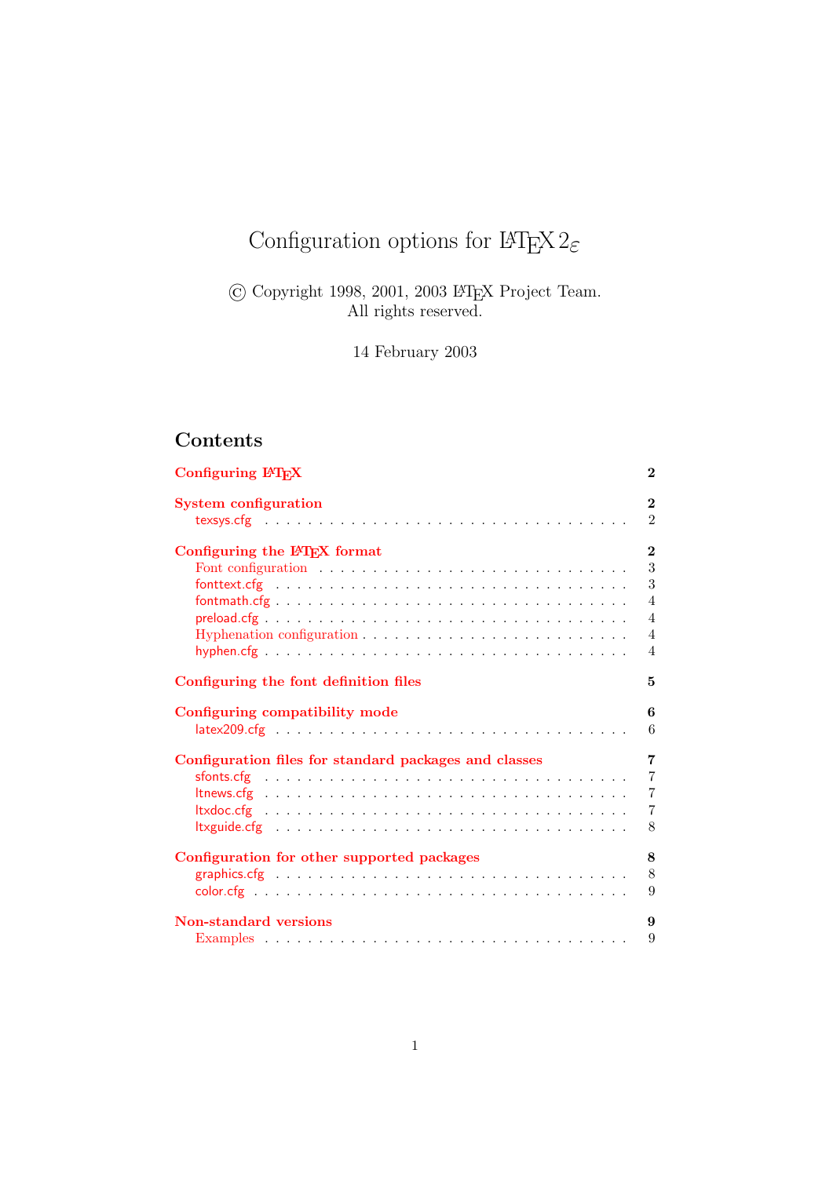# Configuration options for LaTeX $2_\varepsilon$

© Copyright 1998, 2001, 2003 LaTeX Project Team.
All rights reserved.

14 February 2003

## Contents

- **Configuring LaTeX** — 2
- **System configuration** — 2
  - texsys.cfg — 2
- **Configuring the LaTeX format** — 2
  - Font configuration — 3
  - fonttext.cfg — 3
  - fontmath.cfg — 4
  - preload.cfg — 4
  - Hyphenation configuration — 4
  - hyphen.cfg — 4
- **Configuring the font definition files** — 5
- **Configuring compatibility mode** — 6
  - latex209.cfg — 6
- **Configuration files for standard packages and classes** — 7
  - sfonts.cfg — 7
  - ltnews.cfg — 7
  - ltxdoc.cfg — 7
  - ltxguide.cfg — 8
- **Configuration for other supported packages** — 8
  - graphics.cfg — 8
  - color.cfg — 9
- **Non-standard versions** — 9
  - Examples — 9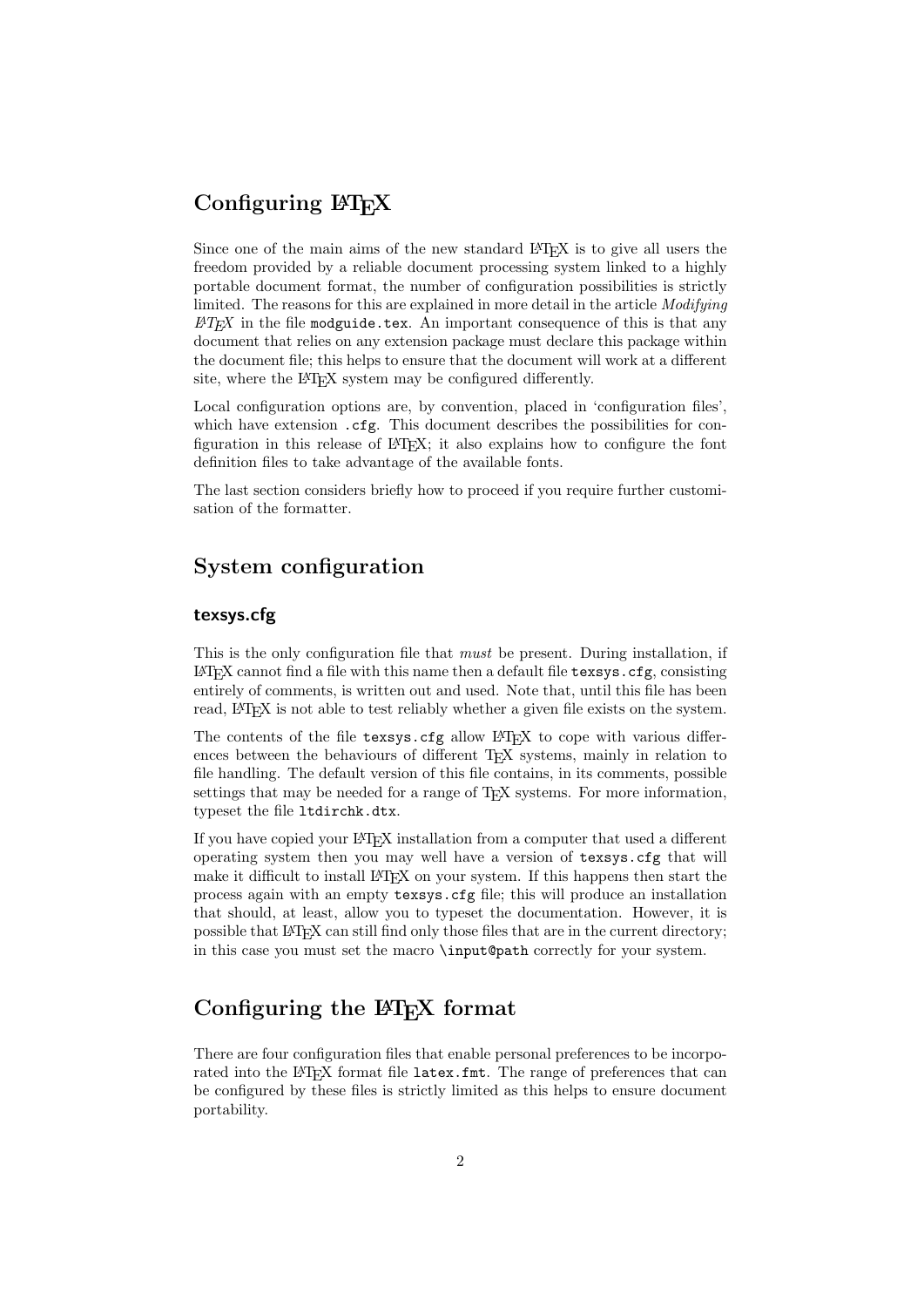## Configuring LaTeX

Since one of the main aims of the new standard LaTeX is to give all users the freedom provided by a reliable document processing system linked to a highly portable document format, the number of configuration possibilities is strictly limited. The reasons for this are explained in more detail in the article *Modifying LaTeX* in the file `modguide.tex`. An important consequence of this is that any document that relies on any extension package must declare this package within the document file; this helps to ensure that the document will work at a different site, where the LaTeX system may be configured differently.

Local configuration options are, by convention, placed in 'configuration files', which have extension `.cfg`. This document describes the possibilities for configuration in this release of LaTeX; it also explains how to configure the font definition files to take advantage of the available fonts.

The last section considers briefly how to proceed if you require further customisation of the formatter.

## System configuration

### texsys.cfg

This is the only configuration file that *must* be present. During installation, if LaTeX cannot find a file with this name then a default file `texsys.cfg`, consisting entirely of comments, is written out and used. Note that, until this file has been read, LaTeX is not able to test reliably whether a given file exists on the system.

The contents of the file `texsys.cfg` allow LaTeX to cope with various differences between the behaviours of different TeX systems, mainly in relation to file handling. The default version of this file contains, in its comments, possible settings that may be needed for a range of TeX systems. For more information, typeset the file `ltdirchk.dtx`.

If you have copied your LaTeX installation from a computer that used a different operating system then you may well have a version of `texsys.cfg` that will make it difficult to install LaTeX on your system. If this happens then start the process again with an empty `texsys.cfg` file; this will produce an installation that should, at least, allow you to typeset the documentation. However, it is possible that LaTeX can still find only those files that are in the current directory; in this case you must set the macro `\input@path` correctly for your system.

## Configuring the LaTeX format

There are four configuration files that enable personal preferences to be incorporated into the LaTeX format file `latex.fmt`. The range of preferences that can be configured by these files is strictly limited as this helps to ensure document portability.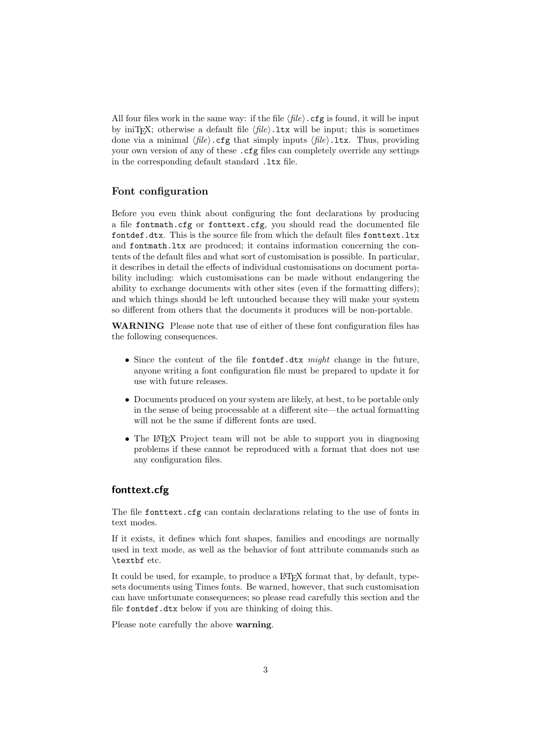All four files work in the same way: if the file ⟨*file*⟩`.cfg` is found, it will be input by iniTeX; otherwise a default file ⟨*file*⟩`.ltx` will be input; this is sometimes done via a minimal ⟨*file*⟩`.cfg` that simply inputs ⟨*file*⟩`.ltx`. Thus, providing your own version of any of these `.cfg` files can completely override any settings in the corresponding default standard `.ltx` file.

### Font configuration

Before you even think about configuring the font declarations by producing a file `fontmath.cfg` or `fonttext.cfg`, you should read the documented file `fontdef.dtx`. This is the source file from which the default files `fonttext.ltx` and `fontmath.ltx` are produced; it contains information concerning the contents of the default files and what sort of customisation is possible. In particular, it describes in detail the effects of individual customisations on document portability including: which customisations can be made without endangering the ability to exchange documents with other sites (even if the formatting differs); and which things should be left untouched because they will make your system so different from others that the documents it produces will be non-portable.

**WARNING** Please note that use of either of these font configuration files has the following consequences.

- Since the content of the file `fontdef.dtx` *might* change in the future, anyone writing a font configuration file must be prepared to update it for use with future releases.
- Documents produced on your system are likely, at best, to be portable only in the sense of being processable at a different site—the actual formatting will not be the same if different fonts are used.
- The LaTeX Project team will not be able to support you in diagnosing problems if these cannot be reproduced with a format that does not use any configuration files.

### fonttext.cfg

The file `fonttext.cfg` can contain declarations relating to the use of fonts in text modes.

If it exists, it defines which font shapes, families and encodings are normally used in text mode, as well as the behavior of font attribute commands such as `\textbf` etc.

It could be used, for example, to produce a LaTeX format that, by default, typesets documents using Times fonts. Be warned, however, that such customisation can have unfortunate consequences; so please read carefully this section and the file `fontdef.dtx` below if you are thinking of doing this.

Please note carefully the above **warning**.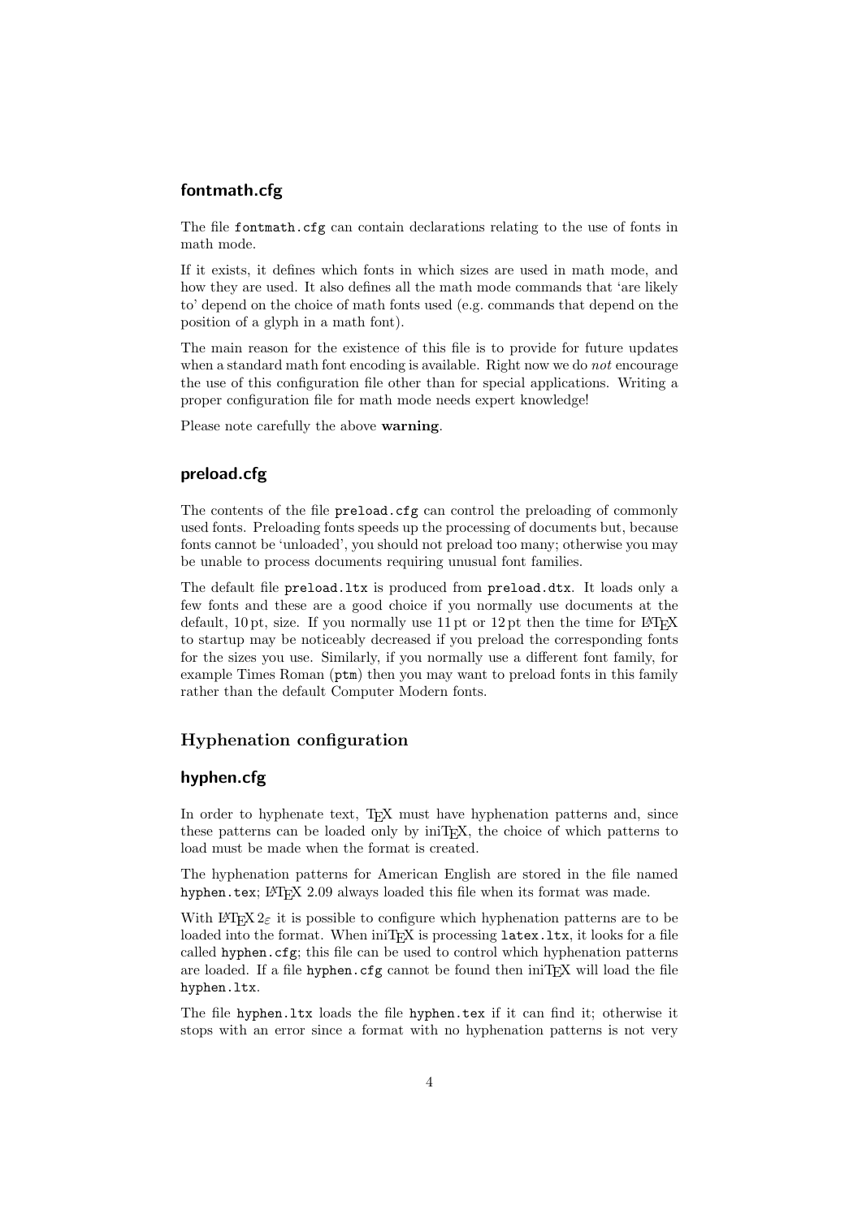### fontmath.cfg

The file `fontmath.cfg` can contain declarations relating to the use of fonts in math mode.

If it exists, it defines which fonts in which sizes are used in math mode, and how they are used. It also defines all the math mode commands that 'are likely to' depend on the choice of math fonts used (e.g. commands that depend on the position of a glyph in a math font).

The main reason for the existence of this file is to provide for future updates when a standard math font encoding is available. Right now we do *not* encourage the use of this configuration file other than for special applications. Writing a proper configuration file for math mode needs expert knowledge!

Please note carefully the above **warning**.

### preload.cfg

The contents of the file `preload.cfg` can control the preloading of commonly used fonts. Preloading fonts speeds up the processing of documents but, because fonts cannot be 'unloaded', you should not preload too many; otherwise you may be unable to process documents requiring unusual font families.

The default file `preload.ltx` is produced from `preload.dtx`. It loads only a few fonts and these are a good choice if you normally use documents at the default, 10 pt, size. If you normally use 11 pt or 12 pt then the time for LaTeX to startup may be noticeably decreased if you preload the corresponding fonts for the sizes you use. Similarly, if you normally use a different font family, for example Times Roman (`ptm`) then you may want to preload fonts in this family rather than the default Computer Modern fonts.

## Hyphenation configuration

### hyphen.cfg

In order to hyphenate text, TeX must have hyphenation patterns and, since these patterns can be loaded only by iniTeX, the choice of which patterns to load must be made when the format is created.

The hyphenation patterns for American English are stored in the file named `hyphen.tex`; LaTeX 2.09 always loaded this file when its format was made.

With LaTeX $2_\varepsilon$ it is possible to configure which hyphenation patterns are to be loaded into the format. When iniTeX is processing `latex.ltx`, it looks for a file called `hyphen.cfg`; this file can be used to control which hyphenation patterns are loaded. If a file `hyphen.cfg` cannot be found then iniTeX will load the file `hyphen.ltx`.

The file `hyphen.ltx` loads the file `hyphen.tex` if it can find it; otherwise it stops with an error since a format with no hyphenation patterns is not very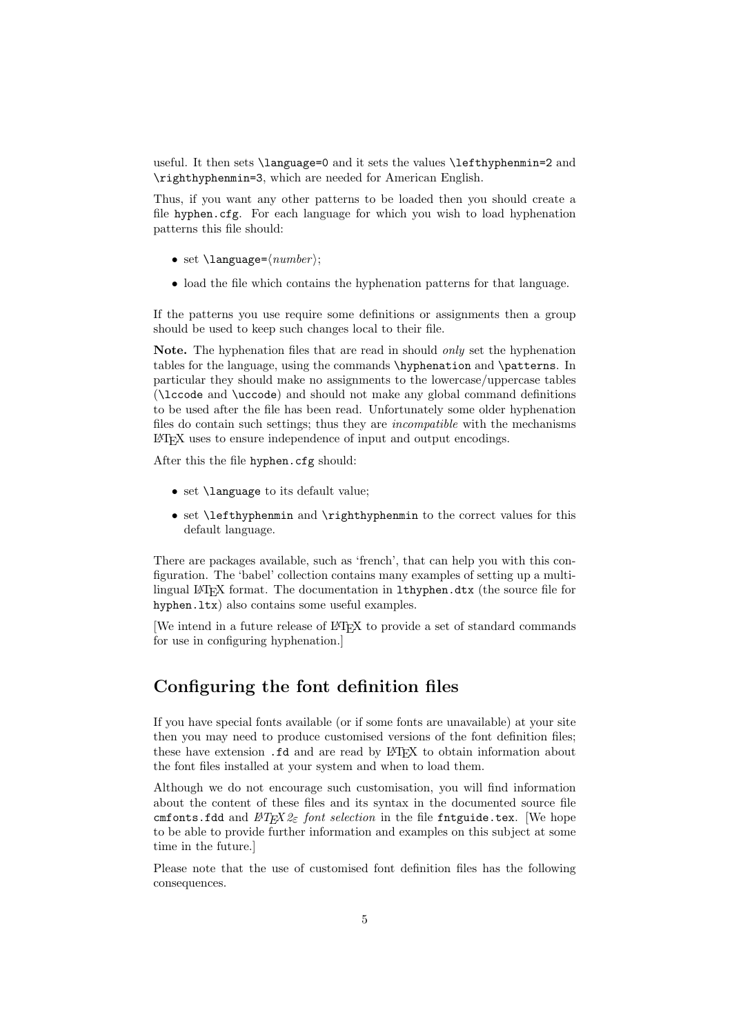useful. It then sets `\language=0` and it sets the values `\lefthyphenmin=2` and `\righthyphenmin=3`, which are needed for American English.

Thus, if you want any other patterns to be loaded then you should create a file `hyphen.cfg`. For each language for which you wish to load hyphenation patterns this file should:

- set `\language=`⟨*number*⟩;
- load the file which contains the hyphenation patterns for that language.

If the patterns you use require some definitions or assignments then a group should be used to keep such changes local to their file.

**Note.** The hyphenation files that are read in should *only* set the hyphenation tables for the language, using the commands `\hyphenation` and `\patterns`. In particular they should make no assignments to the lowercase/uppercase tables (`\lccode` and `\uccode`) and should not make any global command definitions to be used after the file has been read. Unfortunately some older hyphenation files do contain such settings; thus they are *incompatible* with the mechanisms LaTeX uses to ensure independence of input and output encodings.

After this the file `hyphen.cfg` should:

- set `\language` to its default value;
- set `\lefthyphenmin` and `\righthyphenmin` to the correct values for this default language.

There are packages available, such as 'french', that can help you with this configuration. The 'babel' collection contains many examples of setting up a multilingual LaTeX format. The documentation in `lthyphen.dtx` (the source file for `hyphen.ltx`) also contains some useful examples.

[We intend in a future release of LaTeX to provide a set of standard commands for use in configuring hyphenation.]

## Configuring the font definition files

If you have special fonts available (or if some fonts are unavailable) at your site then you may need to produce customised versions of the font definition files; these have extension `.fd` and are read by LaTeX to obtain information about the font files installed at your system and when to load them.

Although we do not encourage such customisation, you will find information about the content of these files and its syntax in the documented source file `cmfonts.fdd` and *LaTeX 2ε font selection* in the file `fntguide.tex`. [We hope to be able to provide further information and examples on this subject at some time in the future.]

Please note that the use of customised font definition files has the following consequences.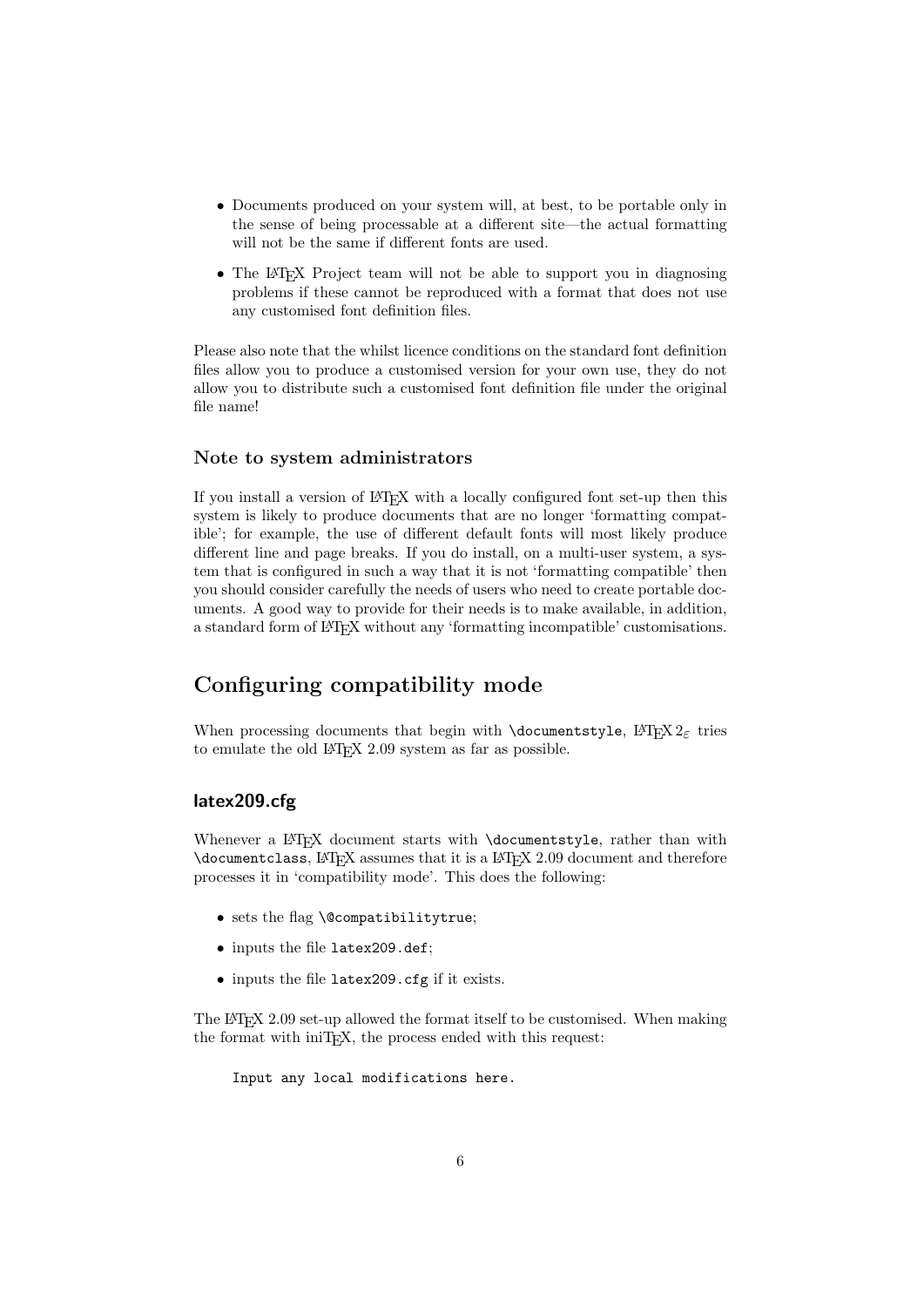- Documents produced on your system will, at best, to be portable only in the sense of being processable at a different site—the actual formatting will not be the same if different fonts are used.
- The LaTeX Project team will not be able to support you in diagnosing problems if these cannot be reproduced with a format that does not use any customised font definition files.

Please also note that the whilst licence conditions on the standard font definition files allow you to produce a customised version for your own use, they do not allow you to distribute such a customised font definition file under the original file name!

### Note to system administrators

If you install a version of LaTeX with a locally configured font set-up then this system is likely to produce documents that are no longer 'formatting compatible'; for example, the use of different default fonts will most likely produce different line and page breaks. If you do install, on a multi-user system, a system that is configured in such a way that it is not 'formatting compatible' then you should consider carefully the needs of users who need to create portable documents. A good way to provide for their needs is to make available, in addition, a standard form of LaTeX without any 'formatting incompatible' customisations.

## Configuring compatibility mode

When processing documents that begin with `\documentstyle`, LaTeX $2_\varepsilon$ tries to emulate the old LaTeX 2.09 system as far as possible.

### latex209.cfg

Whenever a LaTeX document starts with `\documentstyle`, rather than with `\documentclass`, LaTeX assumes that it is a LaTeX 2.09 document and therefore processes it in 'compatibility mode'. This does the following:

- sets the flag `\@compatibilitytrue`;
- inputs the file `latex209.def`;
- inputs the file `latex209.cfg` if it exists.

The LaTeX 2.09 set-up allowed the format itself to be customised. When making the format with iniTeX, the process ended with this request:

```
Input any local modifications here.
```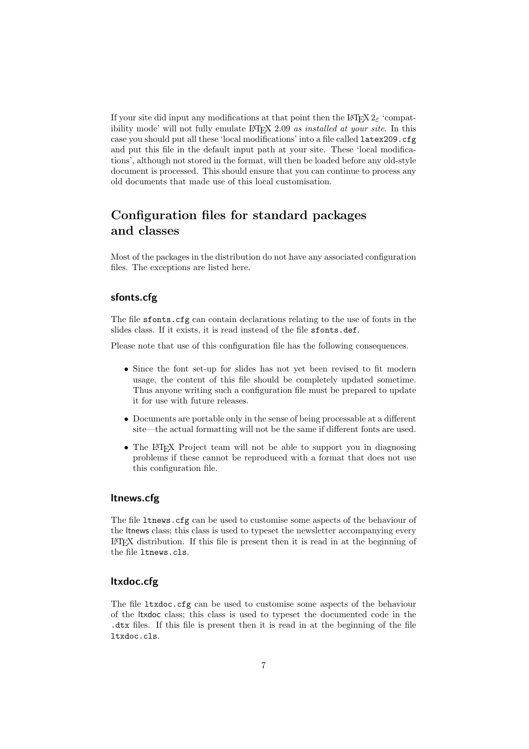If your site did input any modifications at that point then the LaTeX $2_\varepsilon$ 'compatibility mode' will not fully emulate LaTeX 2.09 *as installed at your site*. In this case you should put all these 'local modifications' into a file called `latex209.cfg` and put this file in the default input path at your site. These 'local modifications', although not stored in the format, will then be loaded before any old-style document is processed. This should ensure that you can continue to process any old documents that made use of this local customisation.

## Configuration files for standard packages and classes

Most of the packages in the distribution do not have any associated configuration files. The exceptions are listed here.

### sfonts.cfg

The file `sfonts.cfg` can contain declarations relating to the use of fonts in the slides class. If it exists, it is read instead of the file `sfonts.def`.

Please note that use of this configuration file has the following consequences.

- Since the font set-up for slides has not yet been revised to fit modern usage, the content of this file should be completely updated sometime. Thus anyone writing such a configuration file must be prepared to update it for use with future releases.
- Documents are portable only in the sense of being processable at a different site—the actual formatting will not be the same if different fonts are used.
- The LaTeX Project team will not be able to support you in diagnosing problems if these cannot be reproduced with a format that does not use this configuration file.

### ltnews.cfg

The file `ltnews.cfg` can be used to customise some aspects of the behaviour of the ltnews class; this class is used to typeset the newsletter accompanying every LaTeX distribution. If this file is present then it is read in at the beginning of the file `ltnews.cls`.

### ltxdoc.cfg

The file `ltxdoc.cfg` can be used to customise some aspects of the behaviour of the ltxdoc class; this class is used to typeset the documented code in the `.dtx` files. If this file is present then it is read in at the beginning of the file `ltxdoc.cls`.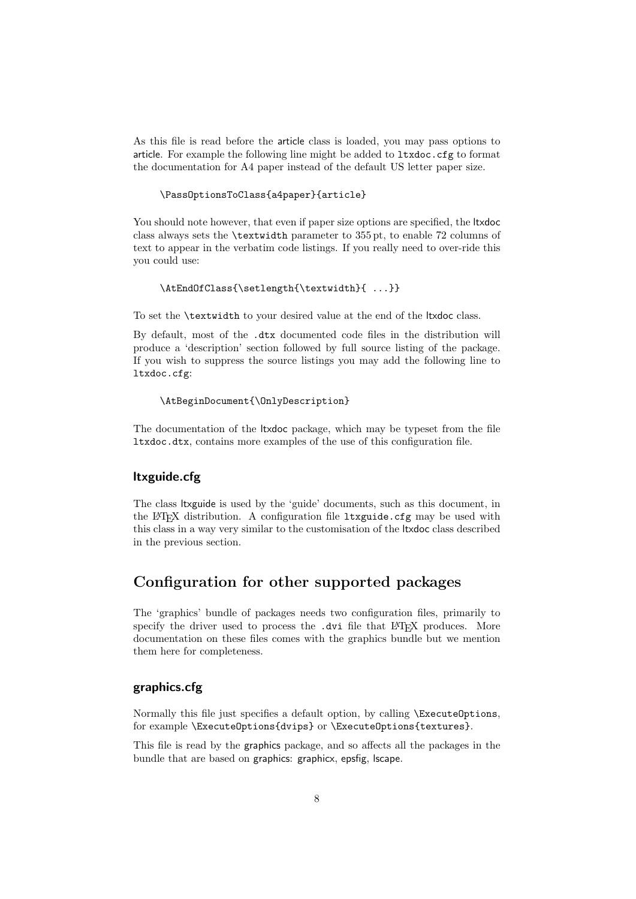As this file is read before the article class is loaded, you may pass options to article. For example the following line might be added to `ltxdoc.cfg` to format the documentation for A4 paper instead of the default US letter paper size.

```
\PassOptionsToClass{a4paper}{article}
```

You should note however, that even if paper size options are specified, the ltxdoc class always sets the `\textwidth` parameter to 355 pt, to enable 72 columns of text to appear in the verbatim code listings. If you really need to over-ride this you could use:

```
\AtEndOfClass{\setlength{\textwidth}{ ...}}
```

To set the `\textwidth` to your desired value at the end of the ltxdoc class.

By default, most of the `.dtx` documented code files in the distribution will produce a 'description' section followed by full source listing of the package. If you wish to suppress the source listings you may add the following line to `ltxdoc.cfg`:

```
\AtBeginDocument{\OnlyDescription}
```

The documentation of the ltxdoc package, which may be typeset from the file `ltxdoc.dtx`, contains more examples of the use of this configuration file.

### ltxguide.cfg

The class ltxguide is used by the 'guide' documents, such as this document, in the LaTeX distribution. A configuration file `ltxguide.cfg` may be used with this class in a way very similar to the customisation of the ltxdoc class described in the previous section.

## Configuration for other supported packages

The 'graphics' bundle of packages needs two configuration files, primarily to specify the driver used to process the `.dvi` file that LaTeX produces. More documentation on these files comes with the graphics bundle but we mention them here for completeness.

### graphics.cfg

Normally this file just specifies a default option, by calling `\ExecuteOptions`, for example `\ExecuteOptions{dvips}` or `\ExecuteOptions{textures}`.

This file is read by the graphics package, and so affects all the packages in the bundle that are based on graphics: graphicx, epsfig, lscape.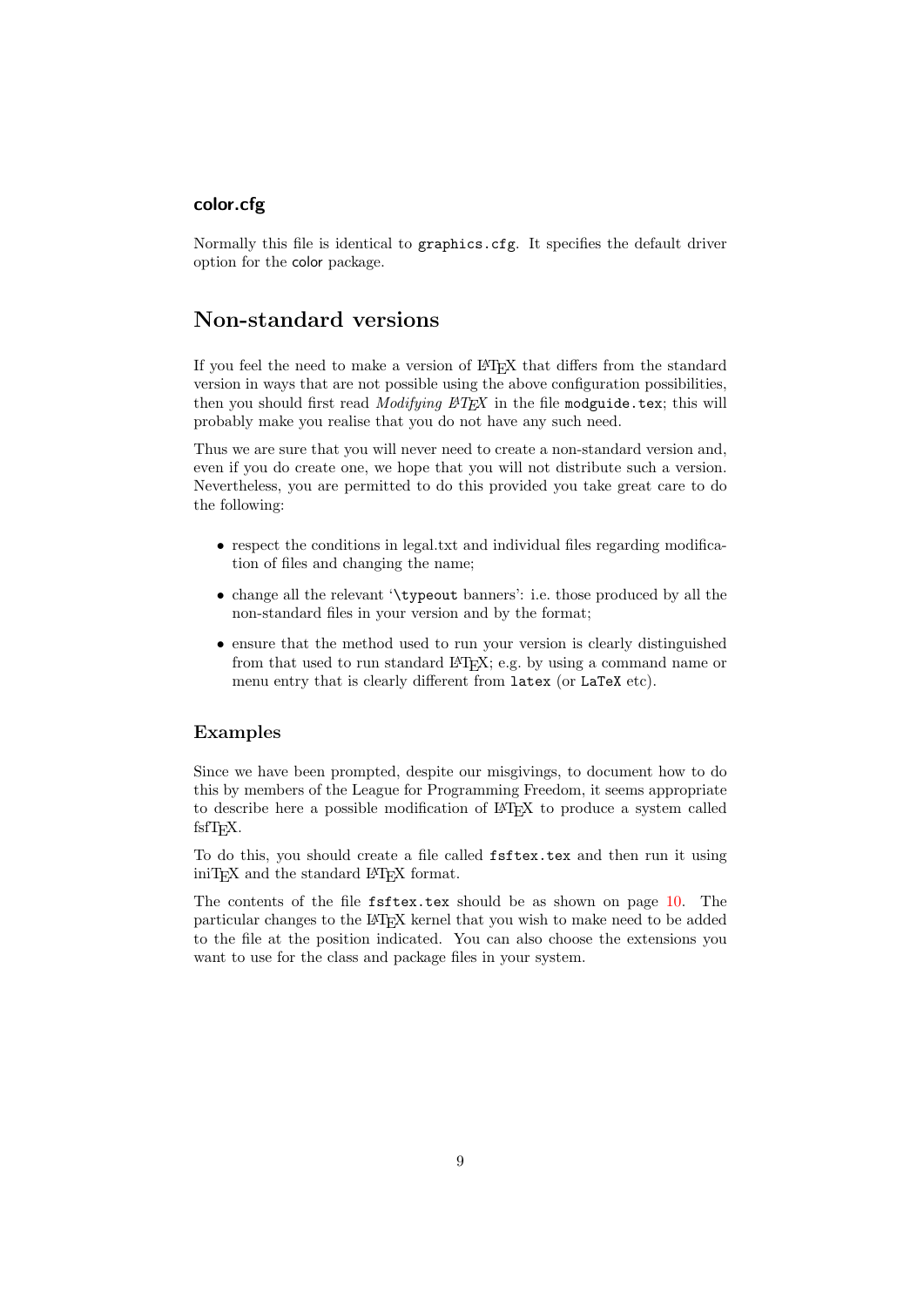### color.cfg

Normally this file is identical to `graphics.cfg`. It specifies the default driver option for the color package.

## Non-standard versions

If you feel the need to make a version of LaTeX that differs from the standard version in ways that are not possible using the above configuration possibilities, then you should first read *Modifying LaTeX* in the file `modguide.tex`; this will probably make you realise that you do not have any such need.

Thus we are sure that you will never need to create a non-standard version and, even if you do create one, we hope that you will not distribute such a version. Nevertheless, you are permitted to do this provided you take great care to do the following:

- respect the conditions in legal.txt and individual files regarding modification of files and changing the name;
- change all the relevant '`\typeout` banners': i.e. those produced by all the non-standard files in your version and by the format;
- ensure that the method used to run your version is clearly distinguished from that used to run standard LaTeX; e.g. by using a command name or menu entry that is clearly different from `latex` (or `LaTeX` etc).

### Examples

Since we have been prompted, despite our misgivings, to document how to do this by members of the League for Programming Freedom, it seems appropriate to describe here a possible modification of LaTeX to produce a system called fsfTeX.

To do this, you should create a file called `fsftex.tex` and then run it using iniTeX and the standard LaTeX format.

The contents of the file `fsftex.tex` should be as shown on page 10. The particular changes to the LaTeX kernel that you wish to make need to be added to the file at the position indicated. You can also choose the extensions you want to use for the class and package files in your system.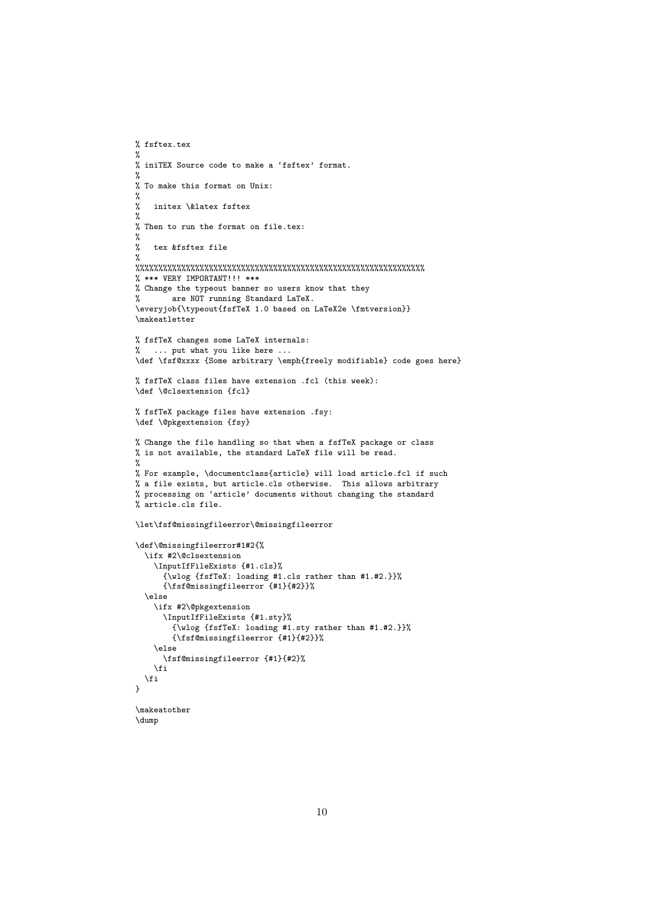```
% fsftex.tex
%
% iniTEX Source code to make a 'fsftex' format.
%
% To make this format on Unix:
%
%   initex \&latex fsftex
%
% Then to run the format on file.tex:
%
%   tex &fsftex file
%
%%%%%%%%%%%%%%%%%%%%%%%%%%%%%%%%%%%%%%%%%%%%%%%%%%%%%%%%%%%%%%%%%%
% *** VERY IMPORTANT!!! ***
% Change the typeout banner so users know that they
%       are NOT running Standard LaTeX.
\everyjob{\typeout{fsfTeX 1.0 based on LaTeX2e \fmtversion}}
\makeatletter

% fsfTeX changes some LaTeX internals:
%   ... put what you like here ...
\def \fsf@xxxx {Some arbitrary \emph{freely modifiable} code goes here}

% fsfTeX class files have extension .fcl (this week):
\def \@clsextension {fcl}

% fsfTeX package files have extension .fsy:
\def \@pkgextension {fsy}

% Change the file handling so that when a fsfTeX package or class
% is not available, the standard LaTeX file will be read.
%
% For example, \documentclass{article} will load article.fcl if such
% a file exists, but article.cls otherwise.  This allows arbitrary
% processing on 'article' documents without changing the standard
% article.cls file.

\let\fsf@missingfileerror\@missingfileerror

\def\@missingfileerror#1#2{%
  \ifx #2\@clsextension
    \InputIfFileExists {#1.cls}%
      {\wlog {fsfTeX: loading #1.cls rather than #1.#2.}}%
      {\fsf@missingfileerror {#1}{#2}}%
  \else
    \ifx #2\@pkgextension
      \InputIfFileExists {#1.sty}%
        {\wlog {fsfTeX: loading #1.sty rather than #1.#2.}}%
        {\fsf@missingfileerror {#1}{#2}}%
    \else
      \fsf@missingfileerror {#1}{#2}%
    \fi
  \fi
}

\makeatother
\dump
```